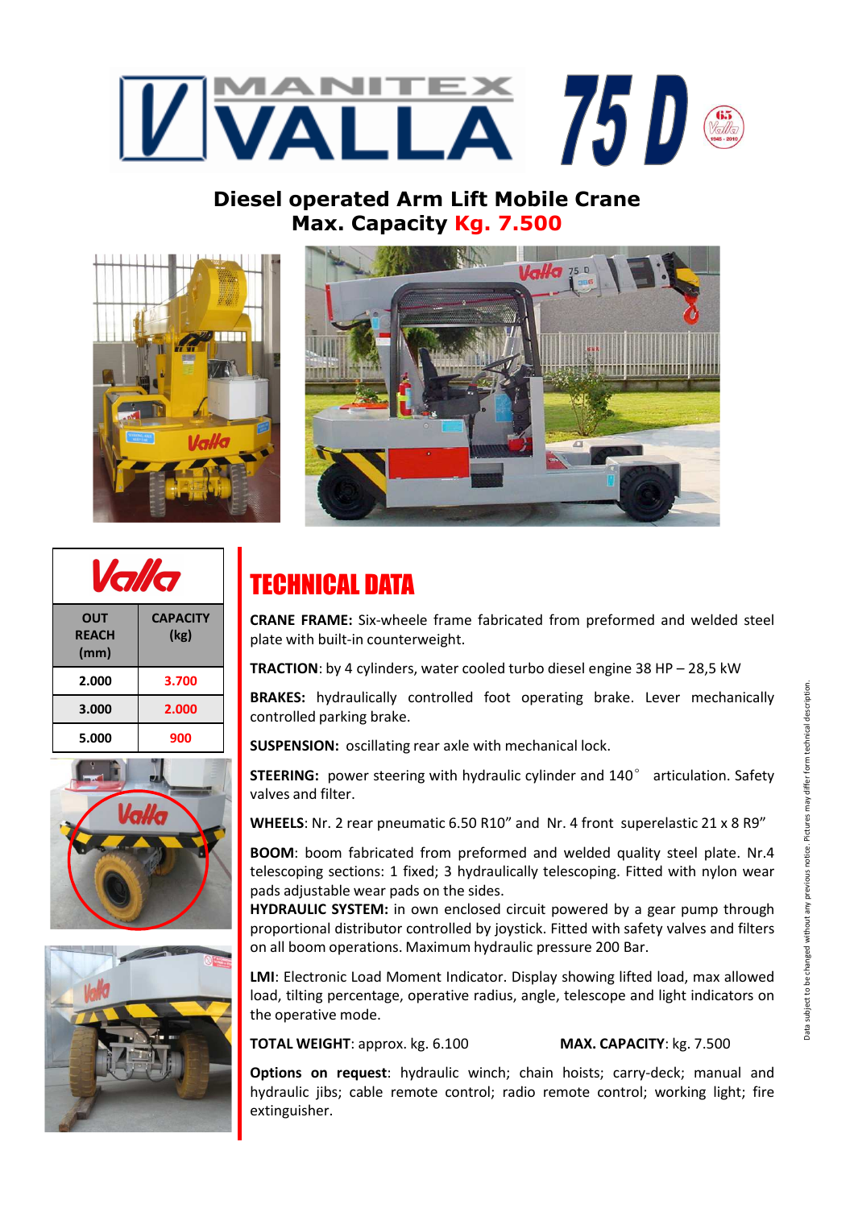# MANITEX VALLA 75 D

## Diesel operated Arm Lift Mobile Crane
## Max. Capacity Kg. 7.500

| OUT REACH (mm) | CAPACITY (kg) |
|---|---|
| 2.000 | 3.700 |
| 3.000 | 2.000 |
| 5.000 | 900 |

## TECHNICAL DATA

**CRANE FRAME:** Six-wheele frame fabricated from preformed and welded steel plate with built-in counterweight.

**TRACTION**: by 4 cylinders, water cooled turbo diesel engine 38 HP – 28,5 kW

**BRAKES:** hydraulically controlled foot operating brake. Lever mechanically controlled parking brake.

**SUSPENSION:** oscillating rear axle with mechanical lock.

**STEERING:** power steering with hydraulic cylinder and 140° articulation. Safety valves and filter.

**WHEELS**: Nr. 2 rear pneumatic 6.50 R10" and Nr. 4 front superelastic 21 x 8 R9"

**BOOM**: boom fabricated from preformed and welded quality steel plate. Nr.4 telescoping sections: 1 fixed; 3 hydraulically telescoping. Fitted with nylon wear pads adjustable wear pads on the sides.

**HYDRAULIC SYSTEM:** in own enclosed circuit powered by a gear pump through proportional distributor controlled by joystick. Fitted with safety valves and filters on all boom operations. Maximum hydraulic pressure 200 Bar.

**LMI**: Electronic Load Moment Indicator. Display showing lifted load, max allowed load, tilting percentage, operative radius, angle, telescope and light indicators on the operative mode.

**TOTAL WEIGHT**: approx. kg. 6.100

**MAX. CAPACITY**: kg. 7.500

**Options on request**: hydraulic winch; chain hoists; carry-deck; manual and hydraulic jibs; cable remote control; radio remote control; working light; fire extinguisher.

Data subject to be changed without any previous notice. Pictures may differ from technical description.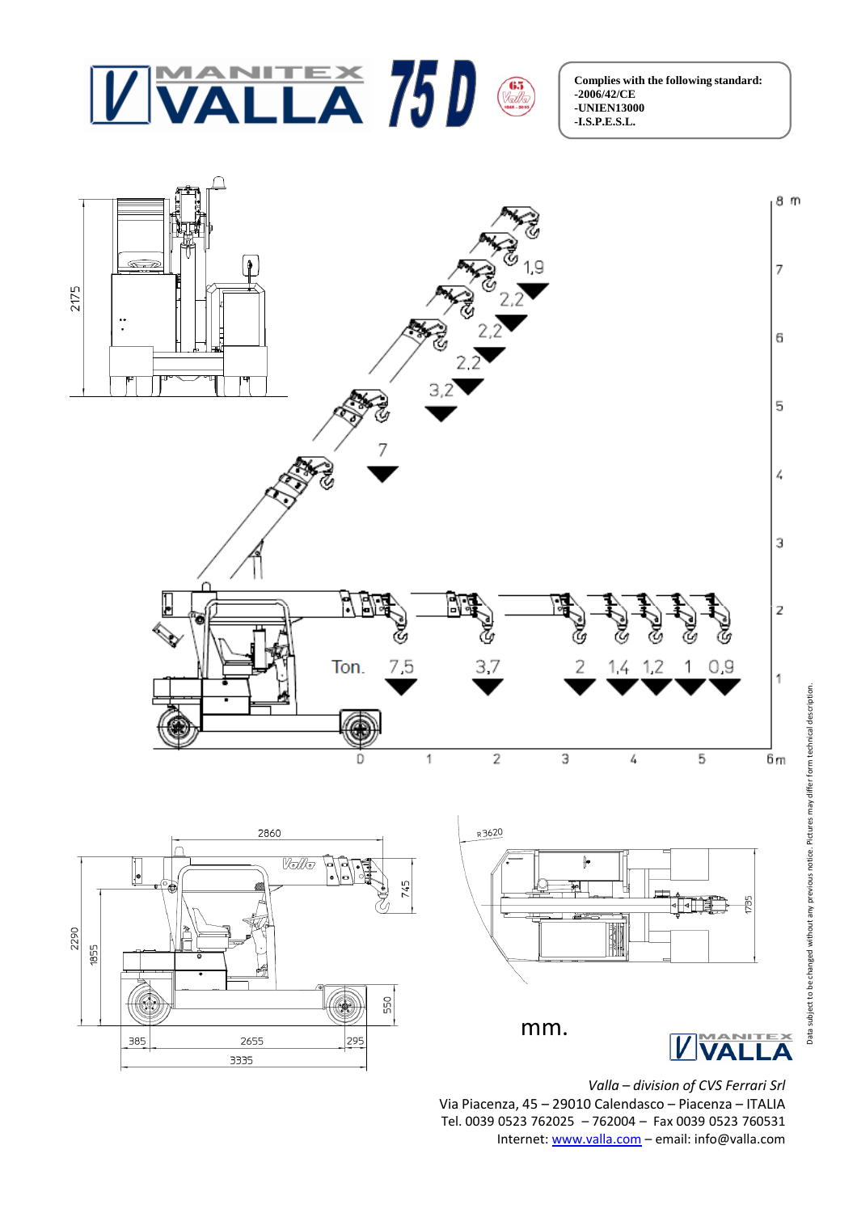# MANITEX VALLA 75 D

**Complies with the following standard:**
**-2006/42/CE**
**-UNIEN13000**
**-I.S.P.E.S.L.**

2175

8 m
7
6
5
4
3
2
1

1,9
2,2
2,2
2,2
3,2
7

Ton. 7,5 3,7 2 1,4 1,2 1 0,9

0 1 2 3 4 5 6m

2860
745
2290
1855
550
385 2655 295
3335

R 3620
1735

mm.

Data subject to be changed without any previous notice. Pictures may differ form technical description.

MANITEX VALLA

*Valla – division of CVS Ferrari Srl*
Via Piacenza, 45 – 29010 Calendasco – Piacenza – ITALIA
Tel. 0039 0523 762025 – 762004 – Fax 0039 0523 760531
Internet: www.valla.com – email: info@valla.com